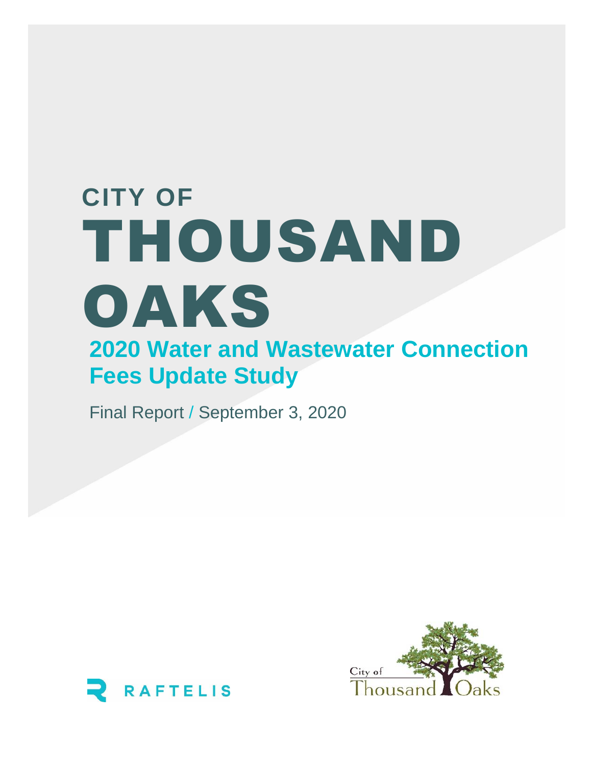# CITY OF THOUSAND OAKS

## 2020 Water and Wastewater Connection Fees Update Study

Final Report / September 3, 2020

RAFTELIS

City of Thousand Oaks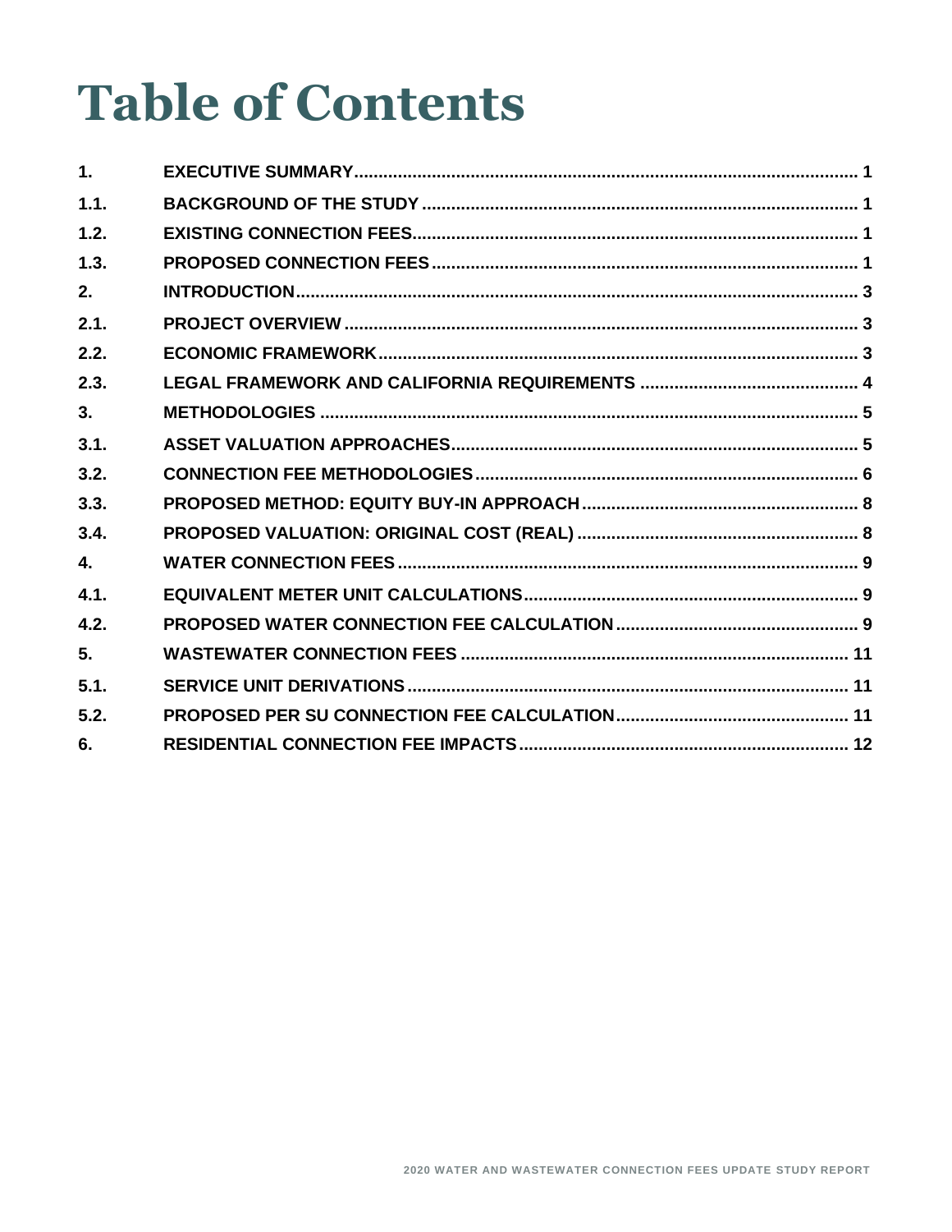# Table of Contents

| | | |
|---|---|---|
| 1. | EXECUTIVE SUMMARY | 1 |
| 1.1. | BACKGROUND OF THE STUDY | 1 |
| 1.2. | EXISTING CONNECTION FEES | 1 |
| 1.3. | PROPOSED CONNECTION FEES | 1 |
| 2. | INTRODUCTION | 3 |
| 2.1. | PROJECT OVERVIEW | 3 |
| 2.2. | ECONOMIC FRAMEWORK | 3 |
| 2.3. | LEGAL FRAMEWORK AND CALIFORNIA REQUIREMENTS | 4 |
| 3. | METHODOLOGIES | 5 |
| 3.1. | ASSET VALUATION APPROACHES | 5 |
| 3.2. | CONNECTION FEE METHODOLOGIES | 6 |
| 3.3. | PROPOSED METHOD: EQUITY BUY-IN APPROACH | 8 |
| 3.4. | PROPOSED VALUATION: ORIGINAL COST (REAL) | 8 |
| 4. | WATER CONNECTION FEES | 9 |
| 4.1. | EQUIVALENT METER UNIT CALCULATIONS | 9 |
| 4.2. | PROPOSED WATER CONNECTION FEE CALCULATION | 9 |
| 5. | WASTEWATER CONNECTION FEES | 11 |
| 5.1. | SERVICE UNIT DERIVATIONS | 11 |
| 5.2. | PROPOSED PER SU CONNECTION FEE CALCULATION | 11 |
| 6. | RESIDENTIAL CONNECTION FEE IMPACTS | 12 |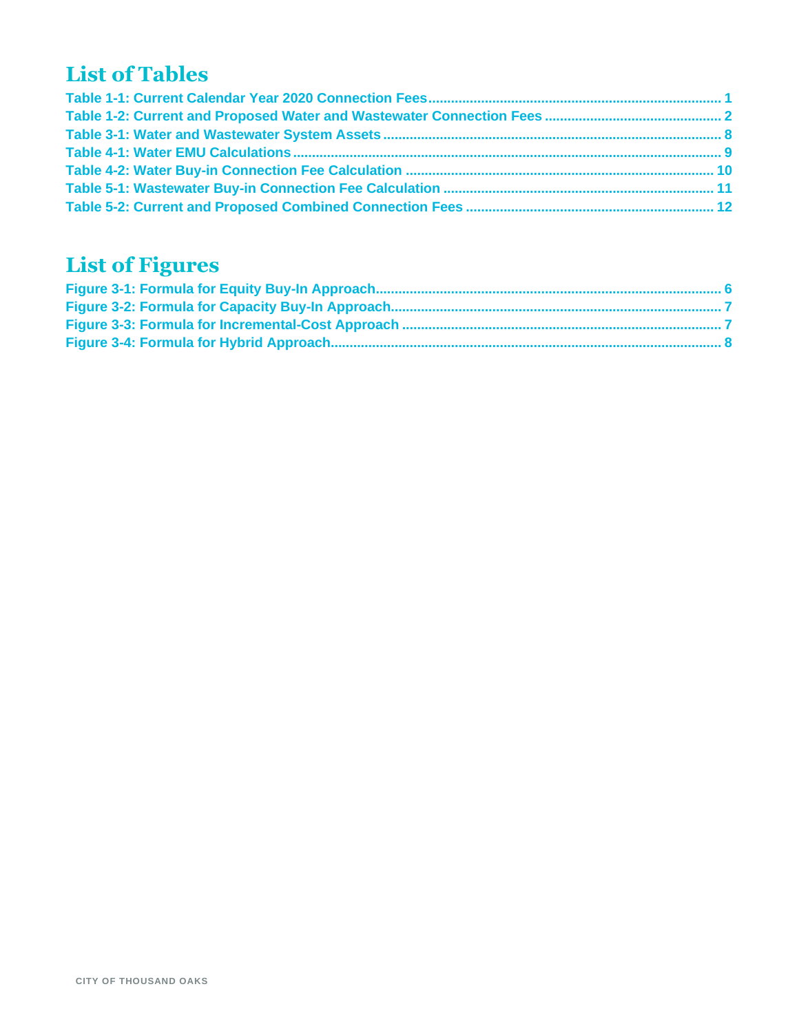# List of Tables

Table 1-1: Current Calendar Year 2020 Connection Fees ..... 1
Table 1-2: Current and Proposed Water and Wastewater Connection Fees ..... 2
Table 3-1: Water and Wastewater System Assets ..... 8
Table 4-1: Water EMU Calculations ..... 9
Table 4-2: Water Buy-in Connection Fee Calculation ..... 10
Table 5-1: Wastewater Buy-in Connection Fee Calculation ..... 11
Table 5-2: Current and Proposed Combined Connection Fees ..... 12

# List of Figures

Figure 3-1: Formula for Equity Buy-In Approach ..... 6
Figure 3-2: Formula for Capacity Buy-In Approach ..... 7
Figure 3-3: Formula for Incremental-Cost Approach ..... 7
Figure 3-4: Formula for Hybrid Approach ..... 8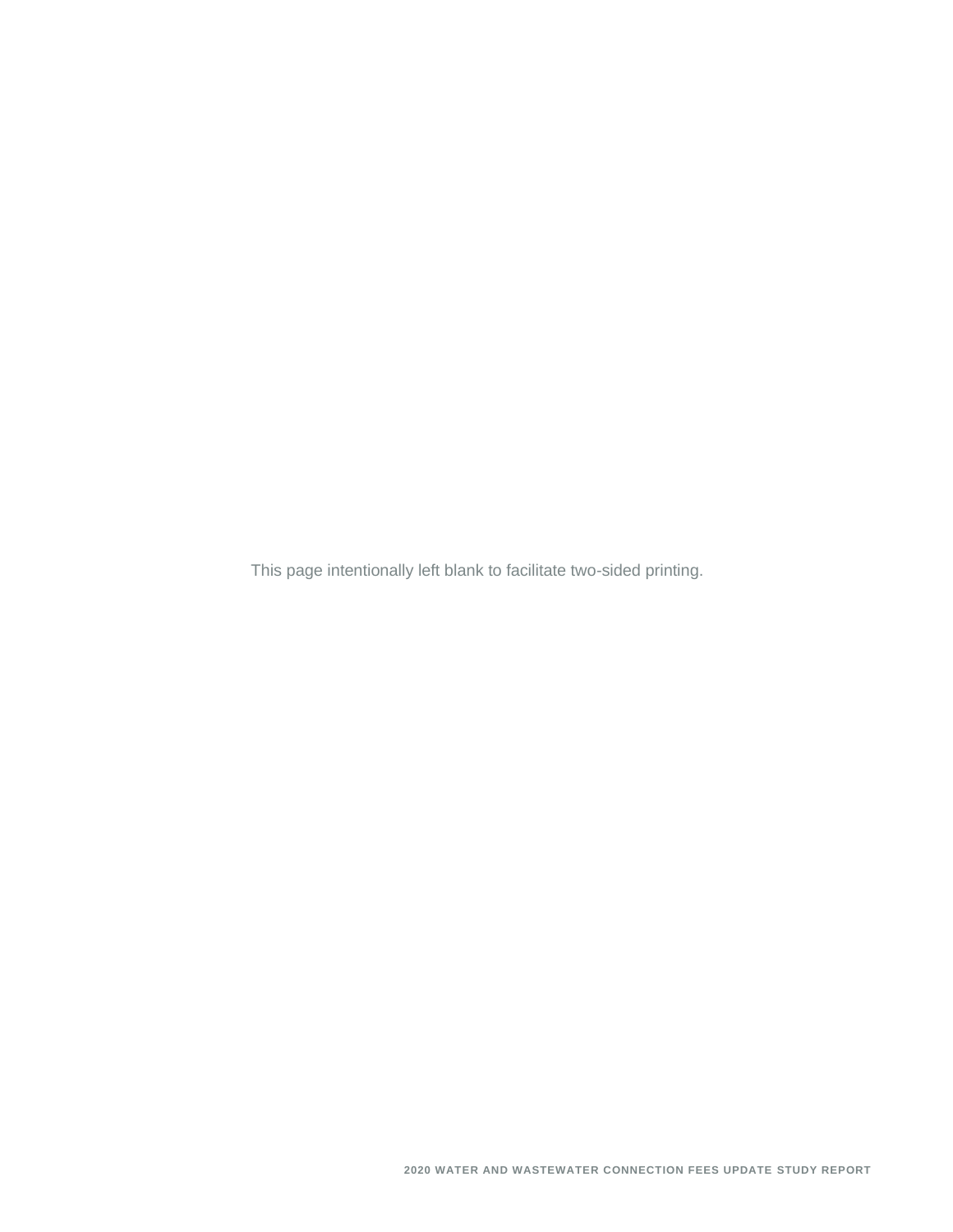This page intentionally left blank to facilitate two-sided printing.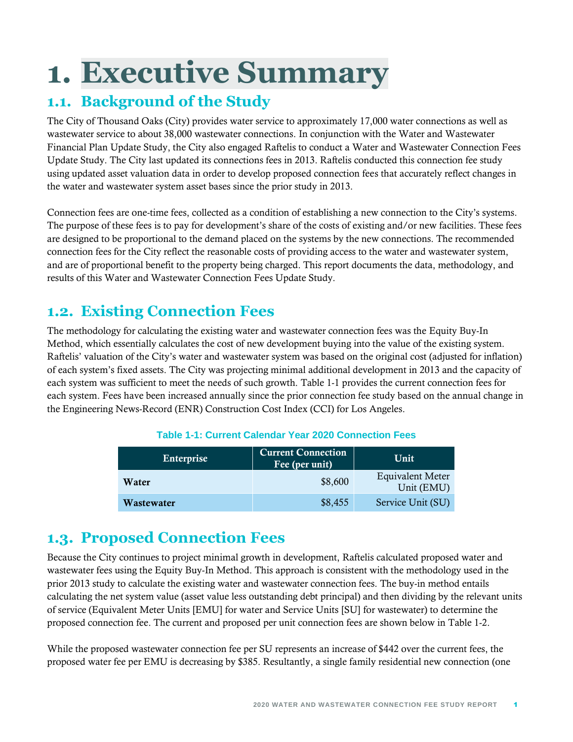# 1. Executive Summary

## 1.1. Background of the Study

The City of Thousand Oaks (City) provides water service to approximately 17,000 water connections as well as wastewater service to about 38,000 wastewater connections. In conjunction with the Water and Wastewater Financial Plan Update Study, the City also engaged Raftelis to conduct a Water and Wastewater Connection Fees Update Study. The City last updated its connections fees in 2013. Raftelis conducted this connection fee study using updated asset valuation data in order to develop proposed connection fees that accurately reflect changes in the water and wastewater system asset bases since the prior study in 2013.

Connection fees are one-time fees, collected as a condition of establishing a new connection to the City's systems. The purpose of these fees is to pay for development's share of the costs of existing and/or new facilities. These fees are designed to be proportional to the demand placed on the systems by the new connections. The recommended connection fees for the City reflect the reasonable costs of providing access to the water and wastewater system, and are of proportional benefit to the property being charged. This report documents the data, methodology, and results of this Water and Wastewater Connection Fees Update Study.

## 1.2. Existing Connection Fees

The methodology for calculating the existing water and wastewater connection fees was the Equity Buy-In Method, which essentially calculates the cost of new development buying into the value of the existing system. Raftelis' valuation of the City's water and wastewater system was based on the original cost (adjusted for inflation) of each system's fixed assets. The City was projecting minimal additional development in 2013 and the capacity of each system was sufficient to meet the needs of such growth. Table 1-1 provides the current connection fees for each system. Fees have been increased annually since the prior connection fee study based on the annual change in the Engineering News-Record (ENR) Construction Cost Index (CCI) for Los Angeles.

**Table 1-1: Current Calendar Year 2020 Connection Fees**

| Enterprise | Current Connection Fee (per unit) | Unit |
|---|---|---|
| **Water** | $8,600 | Equivalent Meter Unit (EMU) |
| **Wastewater** | $8,455 | Service Unit (SU) |

## 1.3. Proposed Connection Fees

Because the City continues to project minimal growth in development, Raftelis calculated proposed water and wastewater fees using the Equity Buy-In Method. This approach is consistent with the methodology used in the prior 2013 study to calculate the existing water and wastewater connection fees. The buy-in method entails calculating the net system value (asset value less outstanding debt principal) and then dividing by the relevant units of service (Equivalent Meter Units [EMU] for water and Service Units [SU] for wastewater) to determine the proposed connection fee. The current and proposed per unit connection fees are shown below in Table 1-2.

While the proposed wastewater connection fee per SU represents an increase of $442 over the current fees, the proposed water fee per EMU is decreasing by $385. Resultantly, a single family residential new connection (one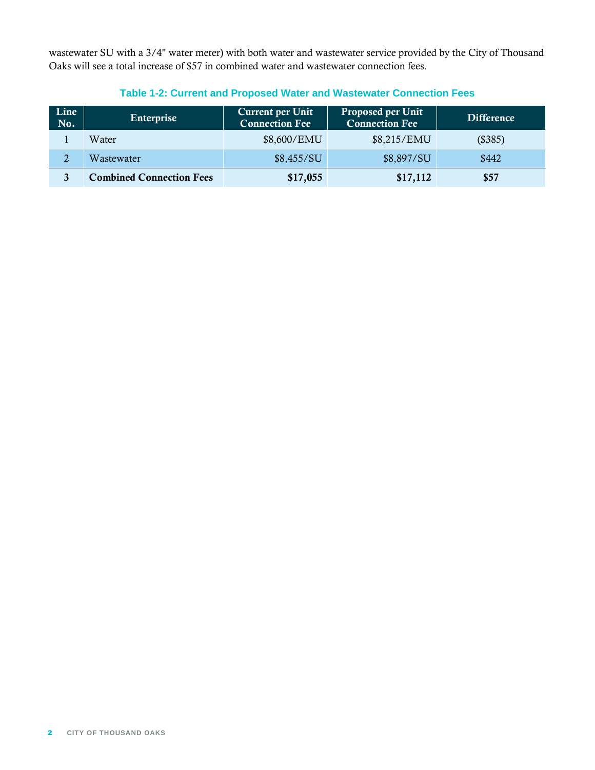wastewater SU with a 3/4" water meter) with both water and wastewater service provided by the City of Thousand Oaks will see a total increase of $57 in combined water and wastewater connection fees.

**Table 1-2: Current and Proposed Water and Wastewater Connection Fees**

| Line No. | Enterprise | Current per Unit Connection Fee | Proposed per Unit Connection Fee | Difference |
|---|---|---|---|---|
| 1 | Water | $8,600/EMU | $8,215/EMU | ($385) |
| 2 | Wastewater | $8,455/SU | $8,897/SU | $442 |
| **3** | **Combined Connection Fees** | **$17,055** | **$17,112** | **$57** |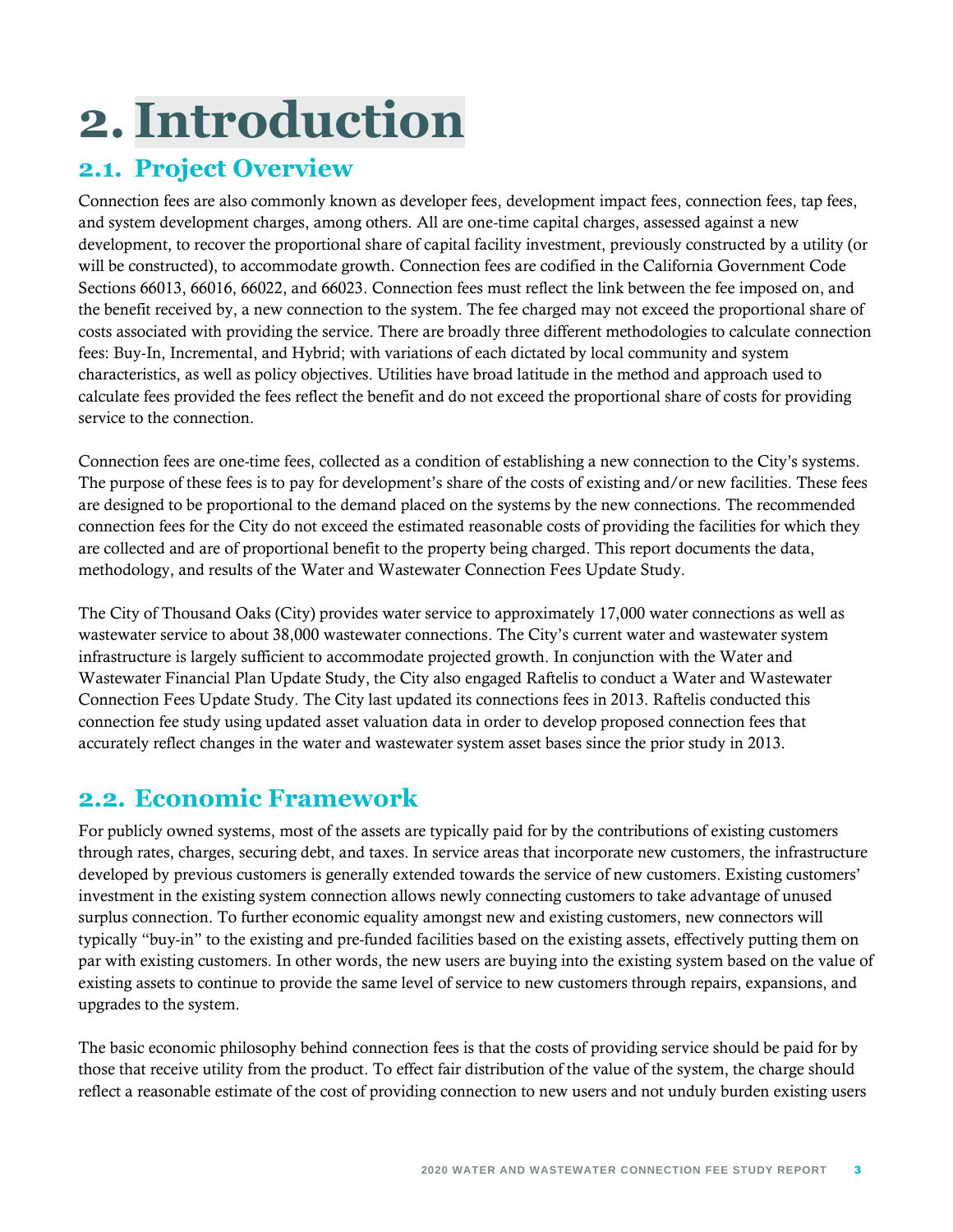# 2. Introduction

## 2.1. Project Overview

Connection fees are also commonly known as developer fees, development impact fees, connection fees, tap fees, and system development charges, among others. All are one-time capital charges, assessed against a new development, to recover the proportional share of capital facility investment, previously constructed by a utility (or will be constructed), to accommodate growth. Connection fees are codified in the California Government Code Sections 66013, 66016, 66022, and 66023. Connection fees must reflect the link between the fee imposed on, and the benefit received by, a new connection to the system. The fee charged may not exceed the proportional share of costs associated with providing the service. There are broadly three different methodologies to calculate connection fees: Buy-In, Incremental, and Hybrid; with variations of each dictated by local community and system characteristics, as well as policy objectives. Utilities have broad latitude in the method and approach used to calculate fees provided the fees reflect the benefit and do not exceed the proportional share of costs for providing service to the connection.

Connection fees are one-time fees, collected as a condition of establishing a new connection to the City's systems. The purpose of these fees is to pay for development's share of the costs of existing and/or new facilities. These fees are designed to be proportional to the demand placed on the systems by the new connections. The recommended connection fees for the City do not exceed the estimated reasonable costs of providing the facilities for which they are collected and are of proportional benefit to the property being charged. This report documents the data, methodology, and results of the Water and Wastewater Connection Fees Update Study.

The City of Thousand Oaks (City) provides water service to approximately 17,000 water connections as well as wastewater service to about 38,000 wastewater connections. The City's current water and wastewater system infrastructure is largely sufficient to accommodate projected growth. In conjunction with the Water and Wastewater Financial Plan Update Study, the City also engaged Raftelis to conduct a Water and Wastewater Connection Fees Update Study. The City last updated its connections fees in 2013. Raftelis conducted this connection fee study using updated asset valuation data in order to develop proposed connection fees that accurately reflect changes in the water and wastewater system asset bases since the prior study in 2013.

## 2.2. Economic Framework

For publicly owned systems, most of the assets are typically paid for by the contributions of existing customers through rates, charges, securing debt, and taxes. In service areas that incorporate new customers, the infrastructure developed by previous customers is generally extended towards the service of new customers. Existing customers' investment in the existing system connection allows newly connecting customers to take advantage of unused surplus connection. To further economic equality amongst new and existing customers, new connectors will typically "buy-in" to the existing and pre-funded facilities based on the existing assets, effectively putting them on par with existing customers. In other words, the new users are buying into the existing system based on the value of existing assets to continue to provide the same level of service to new customers through repairs, expansions, and upgrades to the system.

The basic economic philosophy behind connection fees is that the costs of providing service should be paid for by those that receive utility from the product. To effect fair distribution of the value of the system, the charge should reflect a reasonable estimate of the cost of providing connection to new users and not unduly burden existing users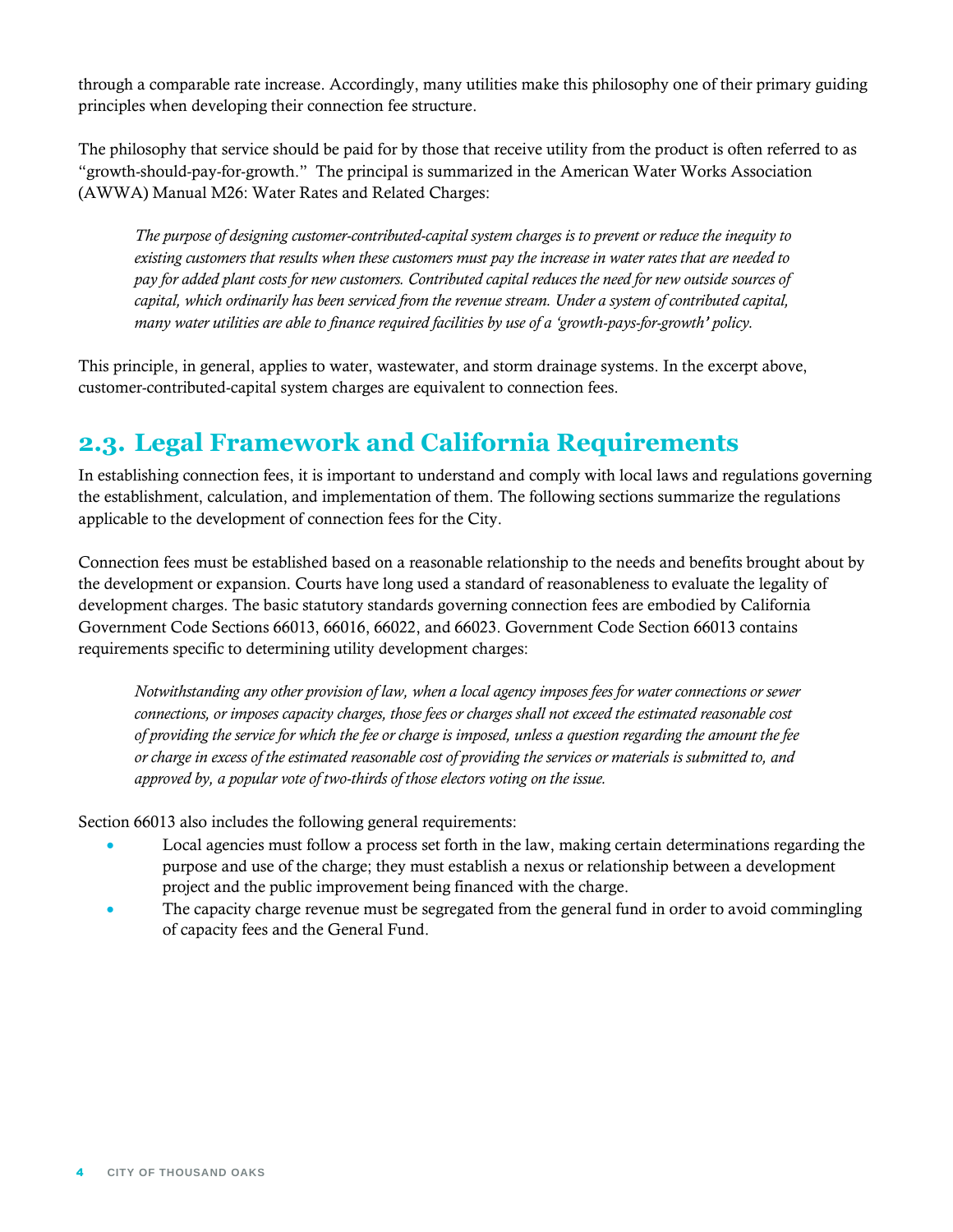through a comparable rate increase. Accordingly, many utilities make this philosophy one of their primary guiding principles when developing their connection fee structure.

The philosophy that service should be paid for by those that receive utility from the product is often referred to as "growth-should-pay-for-growth." The principal is summarized in the American Water Works Association (AWWA) Manual M26: Water Rates and Related Charges:

> *The purpose of designing customer-contributed-capital system charges is to prevent or reduce the inequity to existing customers that results when these customers must pay the increase in water rates that are needed to pay for added plant costs for new customers. Contributed capital reduces the need for new outside sources of capital, which ordinarily has been serviced from the revenue stream. Under a system of contributed capital, many water utilities are able to finance required facilities by use of a 'growth-pays-for-growth' policy.*

This principle, in general, applies to water, wastewater, and storm drainage systems. In the excerpt above, customer-contributed-capital system charges are equivalent to connection fees.

## 2.3. Legal Framework and California Requirements

In establishing connection fees, it is important to understand and comply with local laws and regulations governing the establishment, calculation, and implementation of them. The following sections summarize the regulations applicable to the development of connection fees for the City.

Connection fees must be established based on a reasonable relationship to the needs and benefits brought about by the development or expansion. Courts have long used a standard of reasonableness to evaluate the legality of development charges. The basic statutory standards governing connection fees are embodied by California Government Code Sections 66013, 66016, 66022, and 66023. Government Code Section 66013 contains requirements specific to determining utility development charges:

> *Notwithstanding any other provision of law, when a local agency imposes fees for water connections or sewer connections, or imposes capacity charges, those fees or charges shall not exceed the estimated reasonable cost of providing the service for which the fee or charge is imposed, unless a question regarding the amount the fee or charge in excess of the estimated reasonable cost of providing the services or materials is submitted to, and approved by, a popular vote of two-thirds of those electors voting on the issue.*

Section 66013 also includes the following general requirements:

- Local agencies must follow a process set forth in the law, making certain determinations regarding the purpose and use of the charge; they must establish a nexus or relationship between a development project and the public improvement being financed with the charge.
- The capacity charge revenue must be segregated from the general fund in order to avoid commingling of capacity fees and the General Fund.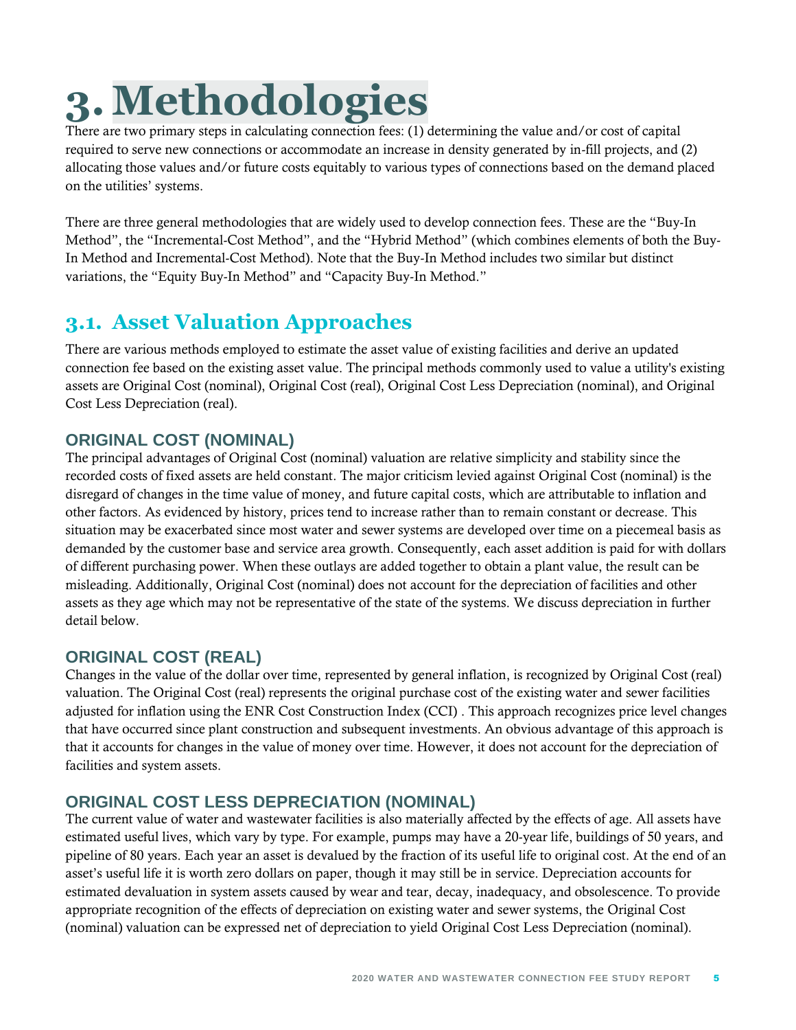# 3. Methodologies

There are two primary steps in calculating connection fees: (1) determining the value and/or cost of capital required to serve new connections or accommodate an increase in density generated by in-fill projects, and (2) allocating those values and/or future costs equitably to various types of connections based on the demand placed on the utilities' systems.

There are three general methodologies that are widely used to develop connection fees. These are the "Buy-In Method", the "Incremental-Cost Method", and the "Hybrid Method" (which combines elements of both the Buy-In Method and Incremental-Cost Method). Note that the Buy-In Method includes two similar but distinct variations, the "Equity Buy-In Method" and "Capacity Buy-In Method."

## 3.1. Asset Valuation Approaches

There are various methods employed to estimate the asset value of existing facilities and derive an updated connection fee based on the existing asset value. The principal methods commonly used to value a utility's existing assets are Original Cost (nominal), Original Cost (real), Original Cost Less Depreciation (nominal), and Original Cost Less Depreciation (real).

### ORIGINAL COST (NOMINAL)

The principal advantages of Original Cost (nominal) valuation are relative simplicity and stability since the recorded costs of fixed assets are held constant. The major criticism levied against Original Cost (nominal) is the disregard of changes in the time value of money, and future capital costs, which are attributable to inflation and other factors. As evidenced by history, prices tend to increase rather than to remain constant or decrease. This situation may be exacerbated since most water and sewer systems are developed over time on a piecemeal basis as demanded by the customer base and service area growth. Consequently, each asset addition is paid for with dollars of different purchasing power. When these outlays are added together to obtain a plant value, the result can be misleading. Additionally, Original Cost (nominal) does not account for the depreciation of facilities and other assets as they age which may not be representative of the state of the systems. We discuss depreciation in further detail below.

### ORIGINAL COST (REAL)

Changes in the value of the dollar over time, represented by general inflation, is recognized by Original Cost (real) valuation. The Original Cost (real) represents the original purchase cost of the existing water and sewer facilities adjusted for inflation using the ENR Cost Construction Index (CCI) . This approach recognizes price level changes that have occurred since plant construction and subsequent investments. An obvious advantage of this approach is that it accounts for changes in the value of money over time. However, it does not account for the depreciation of facilities and system assets.

### ORIGINAL COST LESS DEPRECIATION (NOMINAL)

The current value of water and wastewater facilities is also materially affected by the effects of age. All assets have estimated useful lives, which vary by type. For example, pumps may have a 20-year life, buildings of 50 years, and pipeline of 80 years. Each year an asset is devalued by the fraction of its useful life to original cost. At the end of an asset's useful life it is worth zero dollars on paper, though it may still be in service. Depreciation accounts for estimated devaluation in system assets caused by wear and tear, decay, inadequacy, and obsolescence. To provide appropriate recognition of the effects of depreciation on existing water and sewer systems, the Original Cost (nominal) valuation can be expressed net of depreciation to yield Original Cost Less Depreciation (nominal).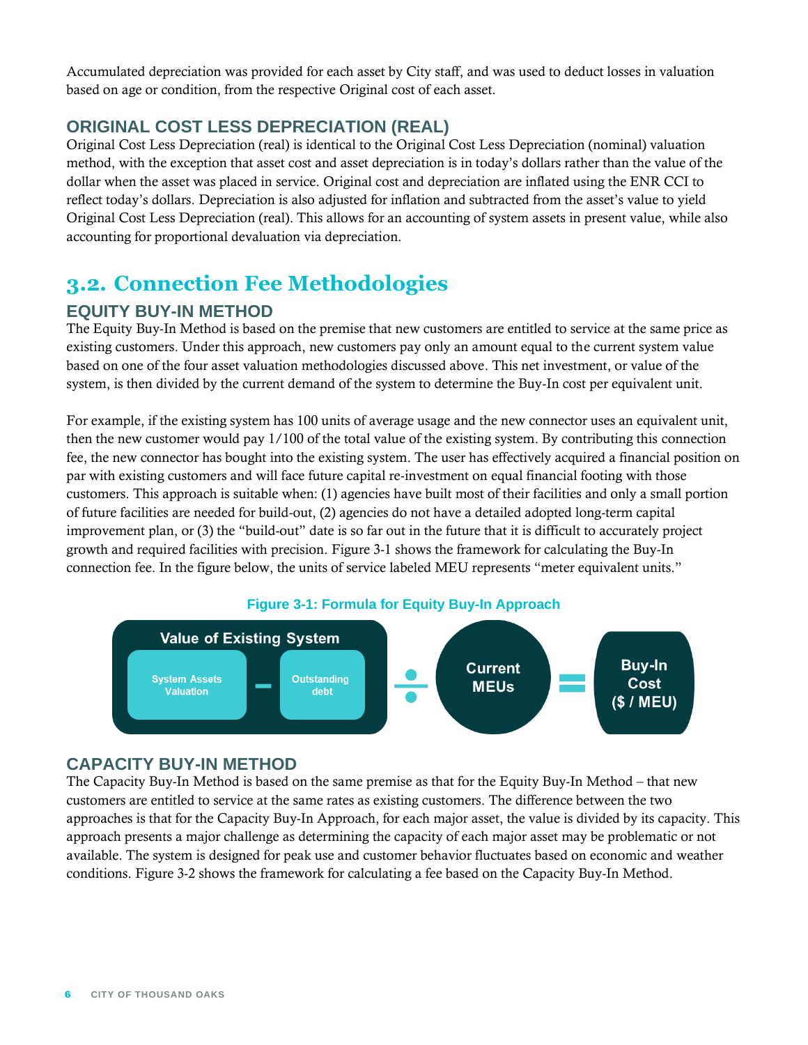Accumulated depreciation was provided for each asset by City staff, and was used to deduct losses in valuation based on age or condition, from the respective Original cost of each asset.

### ORIGINAL COST LESS DEPRECIATION (REAL)

Original Cost Less Depreciation (real) is identical to the Original Cost Less Depreciation (nominal) valuation method, with the exception that asset cost and asset depreciation is in today's dollars rather than the value of the dollar when the asset was placed in service. Original cost and depreciation are inflated using the ENR CCI to reflect today's dollars. Depreciation is also adjusted for inflation and subtracted from the asset's value to yield Original Cost Less Depreciation (real). This allows for an accounting of system assets in present value, while also accounting for proportional devaluation via depreciation.

## 3.2. Connection Fee Methodologies

### EQUITY BUY-IN METHOD

The Equity Buy-In Method is based on the premise that new customers are entitled to service at the same price as existing customers. Under this approach, new customers pay only an amount equal to the current system value based on one of the four asset valuation methodologies discussed above. This net investment, or value of the system, is then divided by the current demand of the system to determine the Buy-In cost per equivalent unit.

For example, if the existing system has 100 units of average usage and the new connector uses an equivalent unit, then the new customer would pay 1/100 of the total value of the existing system. By contributing this connection fee, the new connector has bought into the existing system. The user has effectively acquired a financial position on par with existing customers and will face future capital re-investment on equal financial footing with those customers. This approach is suitable when: (1) agencies have built most of their facilities and only a small portion of future facilities are needed for build-out, (2) agencies do not have a detailed adopted long-term capital improvement plan, or (3) the "build-out" date is so far out in the future that it is difficult to accurately project growth and required facilities with precision. Figure 3-1 shows the framework for calculating the Buy-In connection fee. In the figure below, the units of service labeled MEU represents "meter equivalent units."

**Figure 3-1: Formula for Equity Buy-In Approach**

Value of Existing System (System Assets Valuation − Outstanding debt) ÷ Current MEUs = Buy-In Cost ($ / MEU)

### CAPACITY BUY-IN METHOD

The Capacity Buy-In Method is based on the same premise as that for the Equity Buy-In Method – that new customers are entitled to service at the same rates as existing customers. The difference between the two approaches is that for the Capacity Buy-In Approach, for each major asset, the value is divided by its capacity. This approach presents a major challenge as determining the capacity of each major asset may be problematic or not available. The system is designed for peak use and customer behavior fluctuates based on economic and weather conditions. Figure 3-2 shows the framework for calculating a fee based on the Capacity Buy-In Method.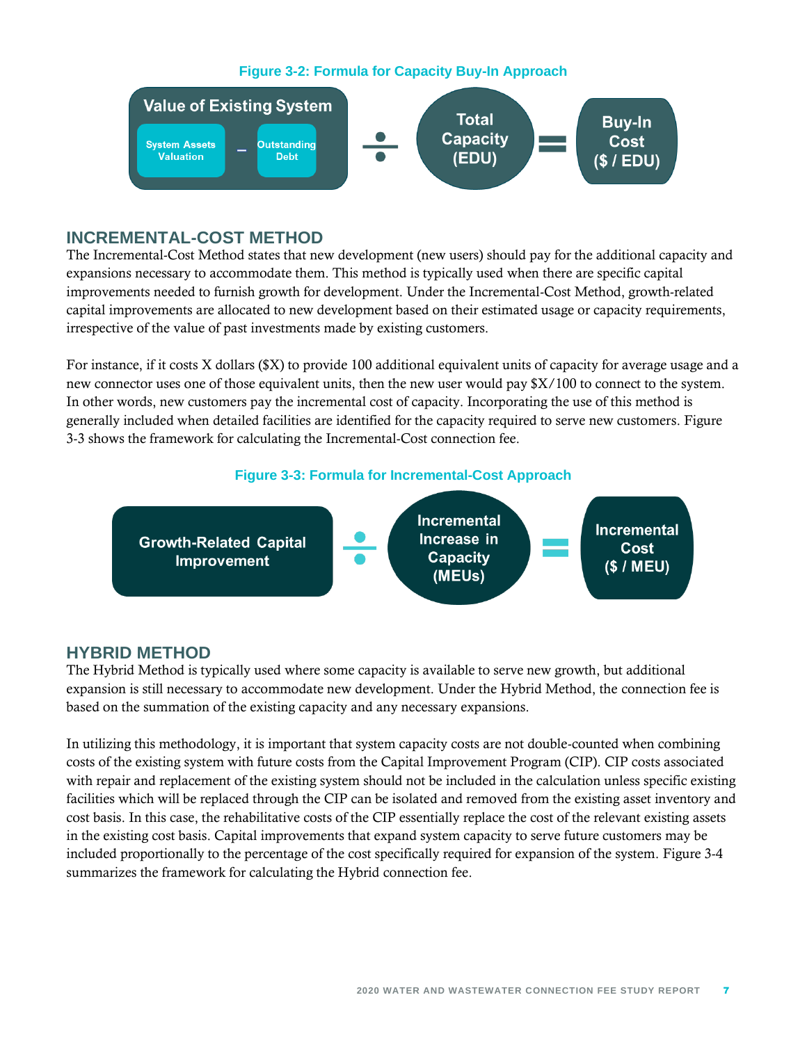**Figure 3-2: Formula for Capacity Buy-In Approach**

$$\text{Value of Existing System (System Assets Valuation} - \text{Outstanding Debt)} \div \text{Total Capacity (EDU)} = \text{Buy-In Cost (\$ / EDU)}$$

## INCREMENTAL-COST METHOD

The Incremental-Cost Method states that new development (new users) should pay for the additional capacity and expansions necessary to accommodate them. This method is typically used when there are specific capital improvements needed to furnish growth for development. Under the Incremental-Cost Method, growth-related capital improvements are allocated to new development based on their estimated usage or capacity requirements, irrespective of the value of past investments made by existing customers.

For instance, if it costs X dollars ($X) to provide 100 additional equivalent units of capacity for average usage and a new connector uses one of those equivalent units, then the new user would pay $X/100 to connect to the system. In other words, new customers pay the incremental cost of capacity. Incorporating the use of this method is generally included when detailed facilities are identified for the capacity required to serve new customers. Figure 3-3 shows the framework for calculating the Incremental-Cost connection fee.

**Figure 3-3: Formula for Incremental-Cost Approach**

$$\text{Growth-Related Capital Improvement} \div \text{Incremental Increase in Capacity (MEUs)} = \text{Incremental Cost (\$ / MEU)}$$

## HYBRID METHOD

The Hybrid Method is typically used where some capacity is available to serve new growth, but additional expansion is still necessary to accommodate new development. Under the Hybrid Method, the connection fee is based on the summation of the existing capacity and any necessary expansions.

In utilizing this methodology, it is important that system capacity costs are not double-counted when combining costs of the existing system with future costs from the Capital Improvement Program (CIP). CIP costs associated with repair and replacement of the existing system should not be included in the calculation unless specific existing facilities which will be replaced through the CIP can be isolated and removed from the existing asset inventory and cost basis. In this case, the rehabilitative costs of the CIP essentially replace the cost of the relevant existing assets in the existing cost basis. Capital improvements that expand system capacity to serve future customers may be included proportionally to the percentage of the cost specifically required for expansion of the system. Figure 3-4 summarizes the framework for calculating the Hybrid connection fee.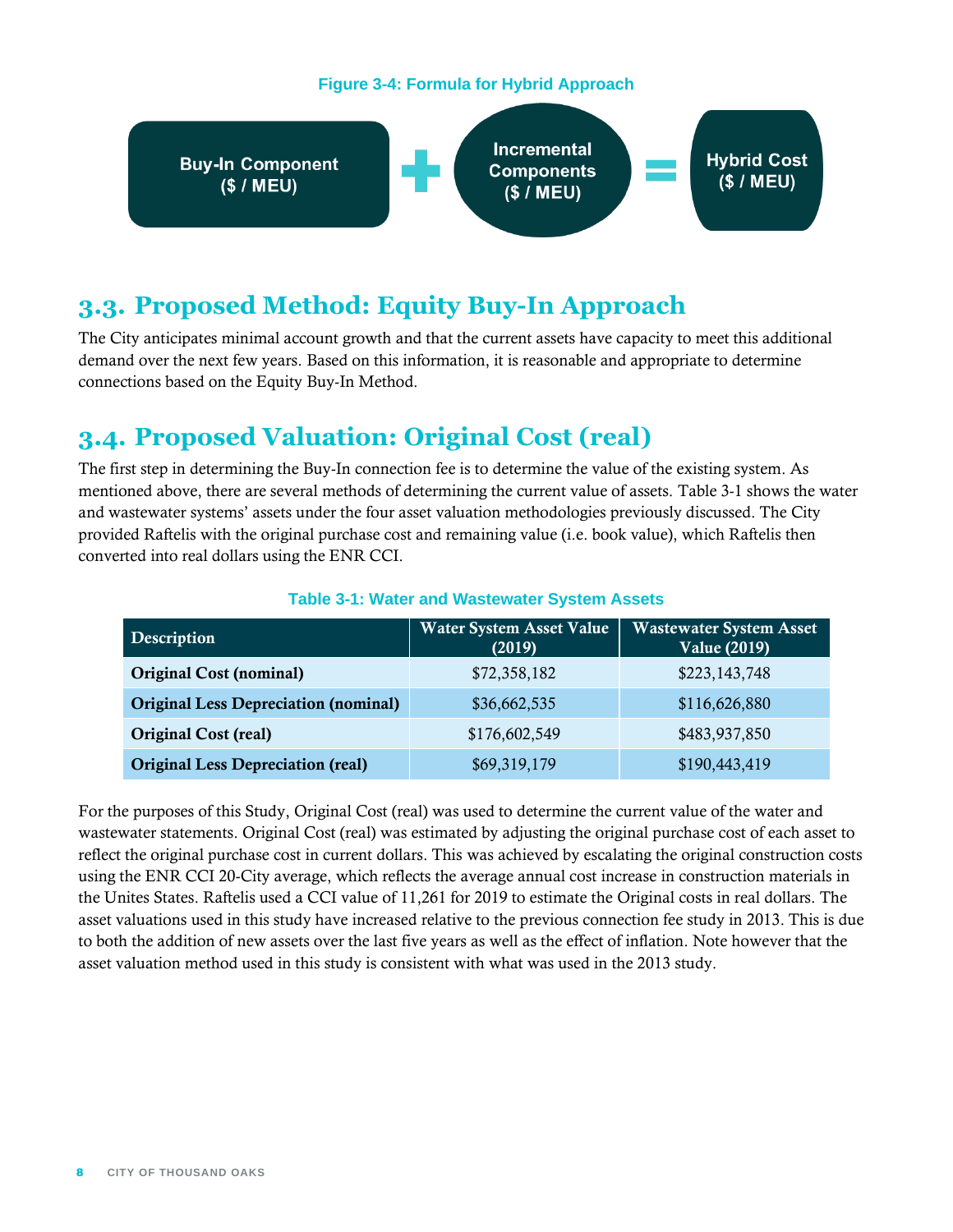**Figure 3-4: Formula for Hybrid Approach**

Buy-In Component ($ / MEU) + Incremental Components ($ / MEU) = Hybrid Cost ($ / MEU)

## 3.3. Proposed Method: Equity Buy-In Approach

The City anticipates minimal account growth and that the current assets have capacity to meet this additional demand over the next few years. Based on this information, it is reasonable and appropriate to determine connections based on the Equity Buy-In Method.

## 3.4. Proposed Valuation: Original Cost (real)

The first step in determining the Buy-In connection fee is to determine the value of the existing system. As mentioned above, there are several methods of determining the current value of assets. Table 3-1 shows the water and wastewater systems' assets under the four asset valuation methodologies previously discussed. The City provided Raftelis with the original purchase cost and remaining value (i.e. book value), which Raftelis then converted into real dollars using the ENR CCI.

**Table 3-1: Water and Wastewater System Assets**

| Description | Water System Asset Value (2019) | Wastewater System Asset Value (2019) |
|---|---|---|
| **Original Cost (nominal)** | $72,358,182 | $223,143,748 |
| **Original Less Depreciation (nominal)** | $36,662,535 | $116,626,880 |
| **Original Cost (real)** | $176,602,549 | $483,937,850 |
| **Original Less Depreciation (real)** | $69,319,179 | $190,443,419 |

For the purposes of this Study, Original Cost (real) was used to determine the current value of the water and wastewater statements. Original Cost (real) was estimated by adjusting the original purchase cost of each asset to reflect the original purchase cost in current dollars. This was achieved by escalating the original construction costs using the ENR CCI 20-City average, which reflects the average annual cost increase in construction materials in the Unites States. Raftelis used a CCI value of 11,261 for 2019 to estimate the Original costs in real dollars. The asset valuations used in this study have increased relative to the previous connection fee study in 2013. This is due to both the addition of new assets over the last five years as well as the effect of inflation. Note however that the asset valuation method used in this study is consistent with what was used in the 2013 study.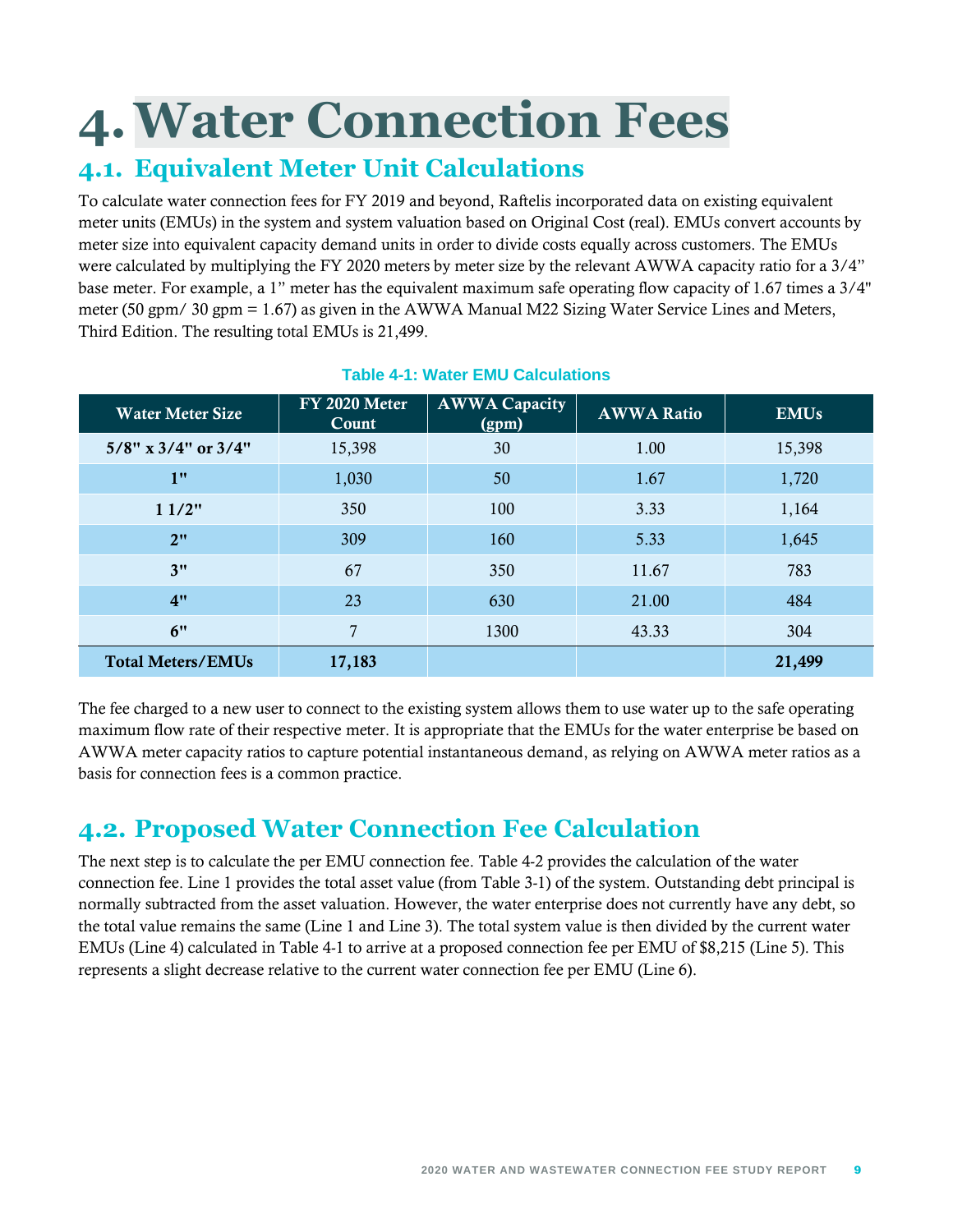# 4. Water Connection Fees

## 4.1. Equivalent Meter Unit Calculations

To calculate water connection fees for FY 2019 and beyond, Raftelis incorporated data on existing equivalent meter units (EMUs) in the system and system valuation based on Original Cost (real). EMUs convert accounts by meter size into equivalent capacity demand units in order to divide costs equally across customers. The EMUs were calculated by multiplying the FY 2020 meters by meter size by the relevant AWWA capacity ratio for a 3/4" base meter. For example, a 1" meter has the equivalent maximum safe operating flow capacity of 1.67 times a 3/4" meter (50 gpm/ 30 gpm = 1.67) as given in the AWWA Manual M22 Sizing Water Service Lines and Meters, Third Edition. The resulting total EMUs is 21,499.

**Table 4-1: Water EMU Calculations**

| Water Meter Size | FY 2020 Meter Count | AWWA Capacity (gpm) | AWWA Ratio | EMUs |
|---|---|---|---|---|
| **5/8" x 3/4" or 3/4"** | 15,398 | 30 | 1.00 | 15,398 |
| **1"** | 1,030 | 50 | 1.67 | 1,720 |
| **1 1/2"** | 350 | 100 | 3.33 | 1,164 |
| **2"** | 309 | 160 | 5.33 | 1,645 |
| **3"** | 67 | 350 | 11.67 | 783 |
| **4"** | 23 | 630 | 21.00 | 484 |
| **6"** | 7 | 1300 | 43.33 | 304 |
| **Total Meters/EMUs** | **17,183** | | | **21,499** |

The fee charged to a new user to connect to the existing system allows them to use water up to the safe operating maximum flow rate of their respective meter. It is appropriate that the EMUs for the water enterprise be based on AWWA meter capacity ratios to capture potential instantaneous demand, as relying on AWWA meter ratios as a basis for connection fees is a common practice.

## 4.2. Proposed Water Connection Fee Calculation

The next step is to calculate the per EMU connection fee. Table 4-2 provides the calculation of the water connection fee. Line 1 provides the total asset value (from Table 3-1) of the system. Outstanding debt principal is normally subtracted from the asset valuation. However, the water enterprise does not currently have any debt, so the total value remains the same (Line 1 and Line 3). The total system value is then divided by the current water EMUs (Line 4) calculated in Table 4-1 to arrive at a proposed connection fee per EMU of $8,215 (Line 5). This represents a slight decrease relative to the current water connection fee per EMU (Line 6).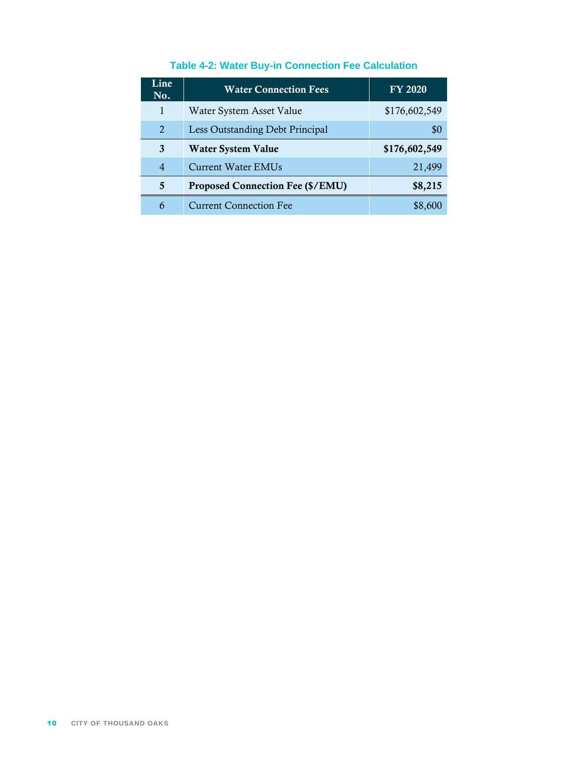**Table 4-2: Water Buy-in Connection Fee Calculation**

| Line No. | Water Connection Fees | FY 2020 |
|---|---|---|
| 1 | Water System Asset Value | $176,602,549 |
| 2 | Less Outstanding Debt Principal | $0 |
| **3** | **Water System Value** | **$176,602,549** |
| 4 | Current Water EMUs | 21,499 |
| **5** | **Proposed Connection Fee ($/EMU)** | **$8,215** |
| 6 | Current Connection Fee | $8,600 |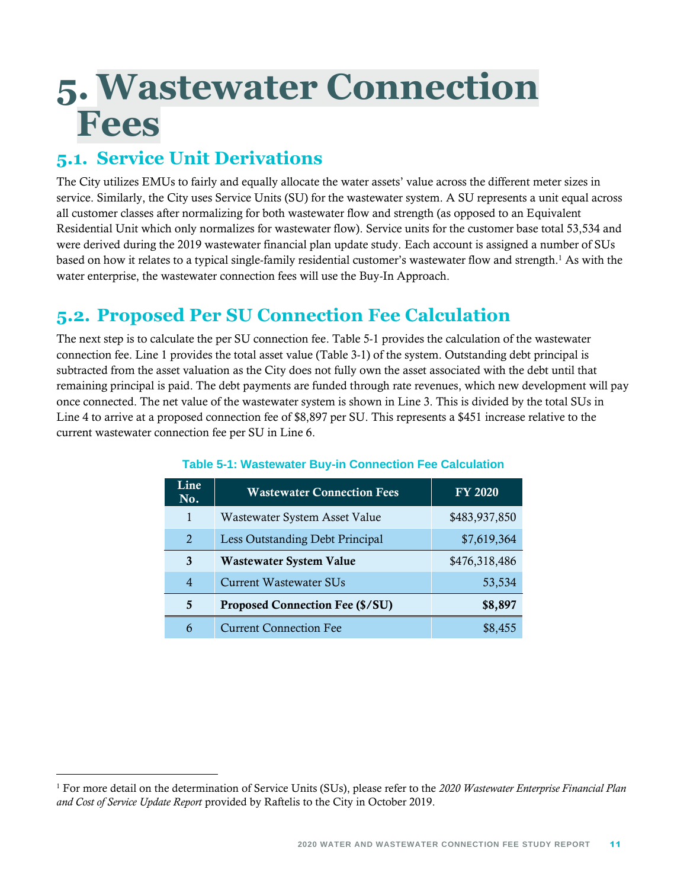# 5. Wastewater Connection Fees

## 5.1. Service Unit Derivations

The City utilizes EMUs to fairly and equally allocate the water assets' value across the different meter sizes in service. Similarly, the City uses Service Units (SU) for the wastewater system. A SU represents a unit equal across all customer classes after normalizing for both wastewater flow and strength (as opposed to an Equivalent Residential Unit which only normalizes for wastewater flow). Service units for the customer base total 53,534 and were derived during the 2019 wastewater financial plan update study. Each account is assigned a number of SUs based on how it relates to a typical single-family residential customer's wastewater flow and strength.[1] As with the water enterprise, the wastewater connection fees will use the Buy-In Approach.

## 5.2. Proposed Per SU Connection Fee Calculation

The next step is to calculate the per SU connection fee. Table 5-1 provides the calculation of the wastewater connection fee. Line 1 provides the total asset value (Table 3-1) of the system. Outstanding debt principal is subtracted from the asset valuation as the City does not fully own the asset associated with the debt until that remaining principal is paid. The debt payments are funded through rate revenues, which new development will pay once connected. The net value of the wastewater system is shown in Line 3. This is divided by the total SUs in Line 4 to arrive at a proposed connection fee of $8,897 per SU. This represents a $451 increase relative to the current wastewater connection fee per SU in Line 6.

**Table 5-1: Wastewater Buy-in Connection Fee Calculation**

| Line No. | Wastewater Connection Fees | FY 2020 |
|---|---|---|
| 1 | Wastewater System Asset Value | $483,937,850 |
| 2 | Less Outstanding Debt Principal | $7,619,364 |
| **3** | **Wastewater System Value** | $476,318,486 |
| 4 | Current Wastewater SUs | 53,534 |
| **5** | **Proposed Connection Fee ($/SU)** | **$8,897** |
| 6 | Current Connection Fee | $8,455 |

[1] For more detail on the determination of Service Units (SUs), please refer to the *2020 Wastewater Enterprise Financial Plan and Cost of Service Update Report* provided by Raftelis to the City in October 2019.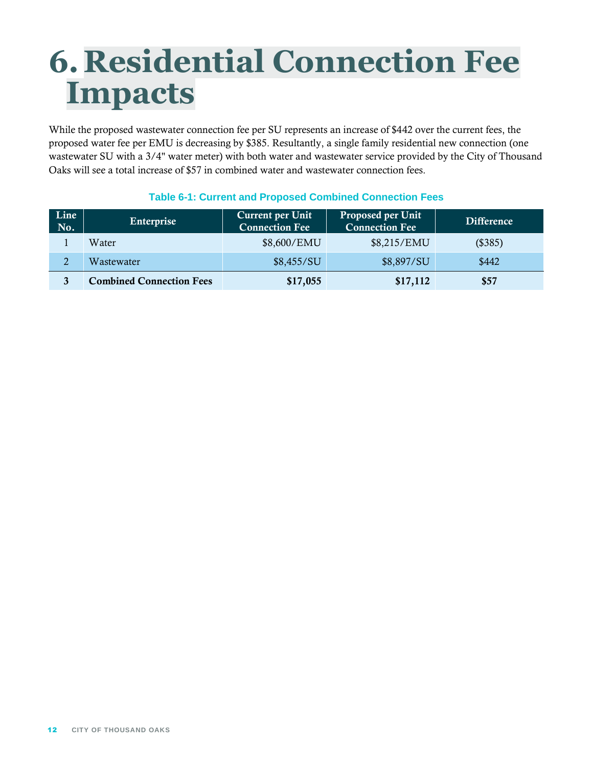# 6. Residential Connection Fee Impacts

While the proposed wastewater connection fee per SU represents an increase of $442 over the current fees, the proposed water fee per EMU is decreasing by $385. Resultantly, a single family residential new connection (one wastewater SU with a 3/4" water meter) with both water and wastewater service provided by the City of Thousand Oaks will see a total increase of $57 in combined water and wastewater connection fees.

**Table 6-1: Current and Proposed Combined Connection Fees**

| Line No. | Enterprise | Current per Unit Connection Fee | Proposed per Unit Connection Fee | Difference |
|---|---|---|---|---|
| 1 | Water | $8,600/EMU | $8,215/EMU | ($385) |
| 2 | Wastewater | $8,455/SU | $8,897/SU | $442 |
| **3** | **Combined Connection Fees** | **$17,055** | **$17,112** | **$57** |